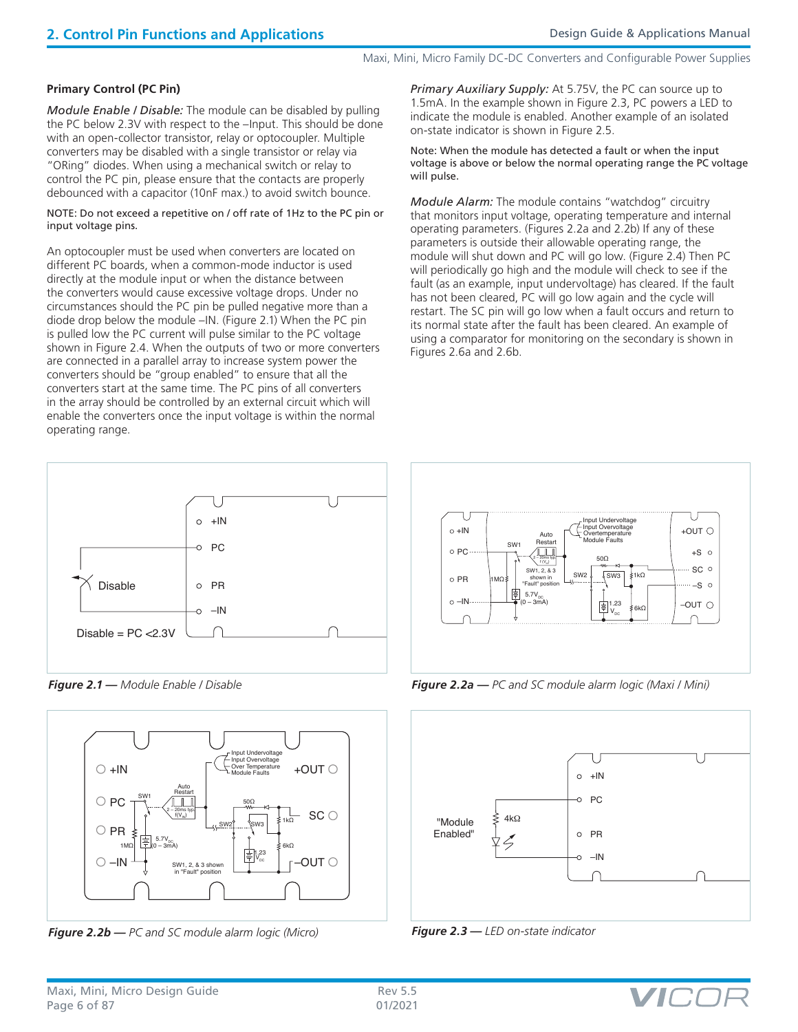## 2. Control Pin Functions and Applications

### Primary Control (PC Pin)

*Module Enable / Disable:* The module can be disabled by pulling the PC below 2.3V with respect to the –Input. This should be done with an open-collector transistor, relay or optocoupler. Multiple converters may be disabled with a single transistor or relay via "ORing" diodes. When using a mechanical switch or relay to control the PC pin, please ensure that the contacts are properly debounced with a capacitor (10nF max.) to avoid switch bounce.

NOTE: Do not exceed a repetitive on / off rate of 1Hz to the PC pin or input voltage pins.

An optocoupler must be used when converters are located on different PC boards, when a common-mode inductor is used directly at the module input or when the distance between the converters would cause excessive voltage drops. Under no circumstances should the PC pin be pulled negative more than a diode drop below the module –IN. (Figure 2.1) When the PC pin is pulled low the PC current will pulse similar to the PC voltage shown in Figure 2.4. When the outputs of two or more converters are connected in a parallel array to increase system power the converters should be "group enabled" to ensure that all the converters start at the same time. The PC pins of all converters in the array should be controlled by an external circuit which will enable the converters once the input voltage is within the normal operating range.

*Primary Auxiliary Supply:* At 5.75V, the PC can source up to 1.5mA. In the example shown in Figure 2.3, PC powers a LED to indicate the module is enabled. Another example of an isolated on-state indicator is shown in Figure 2.5.

Note: When the module has detected a fault or when the input voltage is above or below the normal operating range the PC voltage will pulse.

*Module Alarm:* The module contains "watchdog" circuitry that monitors input voltage, operating temperature and internal operating parameters. (Figures 2.2a and 2.2b) If any of these parameters is outside their allowable operating range, the module will shut down and PC will go low. (Figure 2.4) Then PC will periodically go high and the module will check to see if the fault (as an example, input undervoltage) has cleared. If the fault has not been cleared, PC will go low again and the cycle will restart. The SC pin will go low when a fault occurs and return to its normal state after the fault has been cleared. An example of using a comparator for monitoring on the secondary is shown in Figures 2.6a and 2.6b.

***Figure 2.1 —*** *Module Enable / Disable*

***Figure 2.2a —*** *PC and SC module alarm logic (Maxi / Mini)*

***Figure 2.2b —*** *PC and SC module alarm logic (Micro)*

***Figure 2.3 —*** *LED on-state indicator*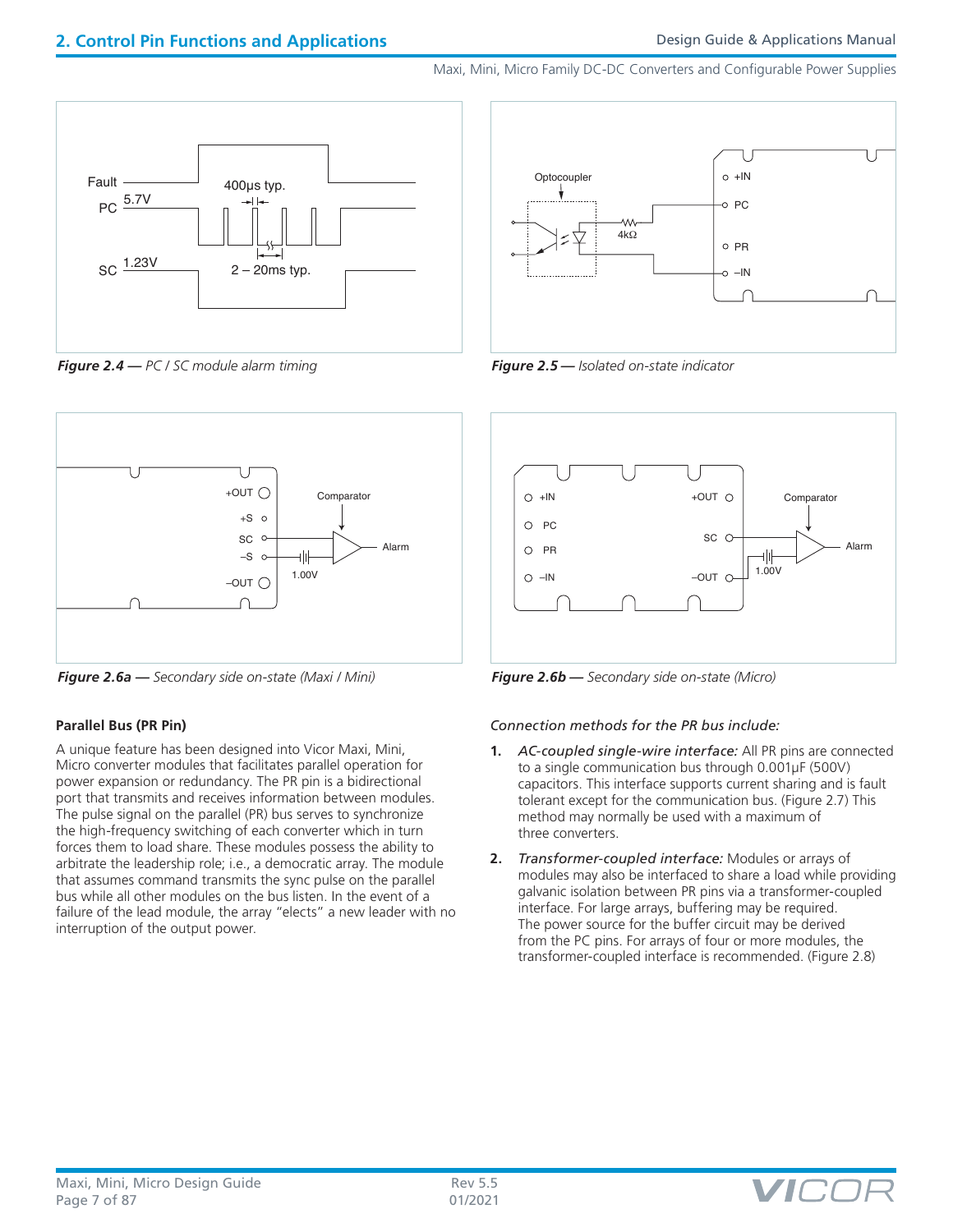Figure 2.4 — PC / SC module alarm timing

Figure 2.5 — Isolated on-state indicator

Figure 2.6a — Secondary side on-state (Maxi / Mini)

Figure 2.6b — Secondary side on-state (Micro)

### Parallel Bus (PR Pin)

A unique feature has been designed into Vicor Maxi, Mini, Micro converter modules that facilitates parallel operation for power expansion or redundancy. The PR pin is a bidirectional port that transmits and receives information between modules. The pulse signal on the parallel (PR) bus serves to synchronize the high-frequency switching of each converter which in turn forces them to load share. These modules possess the ability to arbitrate the leadership role; i.e., a democratic array. The module that assumes command transmits the sync pulse on the parallel bus while all other modules on the bus listen. In the event of a failure of the lead module, the array "elects" a new leader with no interruption of the output power.

*Connection methods for the PR bus include:*

1. *AC-coupled single-wire interface:* All PR pins are connected to a single communication bus through 0.001µF (500V) capacitors. This interface supports current sharing and is fault tolerant except for the communication bus. (Figure 2.7) This method may normally be used with a maximum of three converters.

2. *Transformer-coupled interface:* Modules or arrays of modules may also be interfaced to share a load while providing galvanic isolation between PR pins via a transformer-coupled interface. For large arrays, buffering may be required. The power source for the buffer circuit may be derived from the PC pins. For arrays of four or more modules, the transformer-coupled interface is recommended. (Figure 2.8)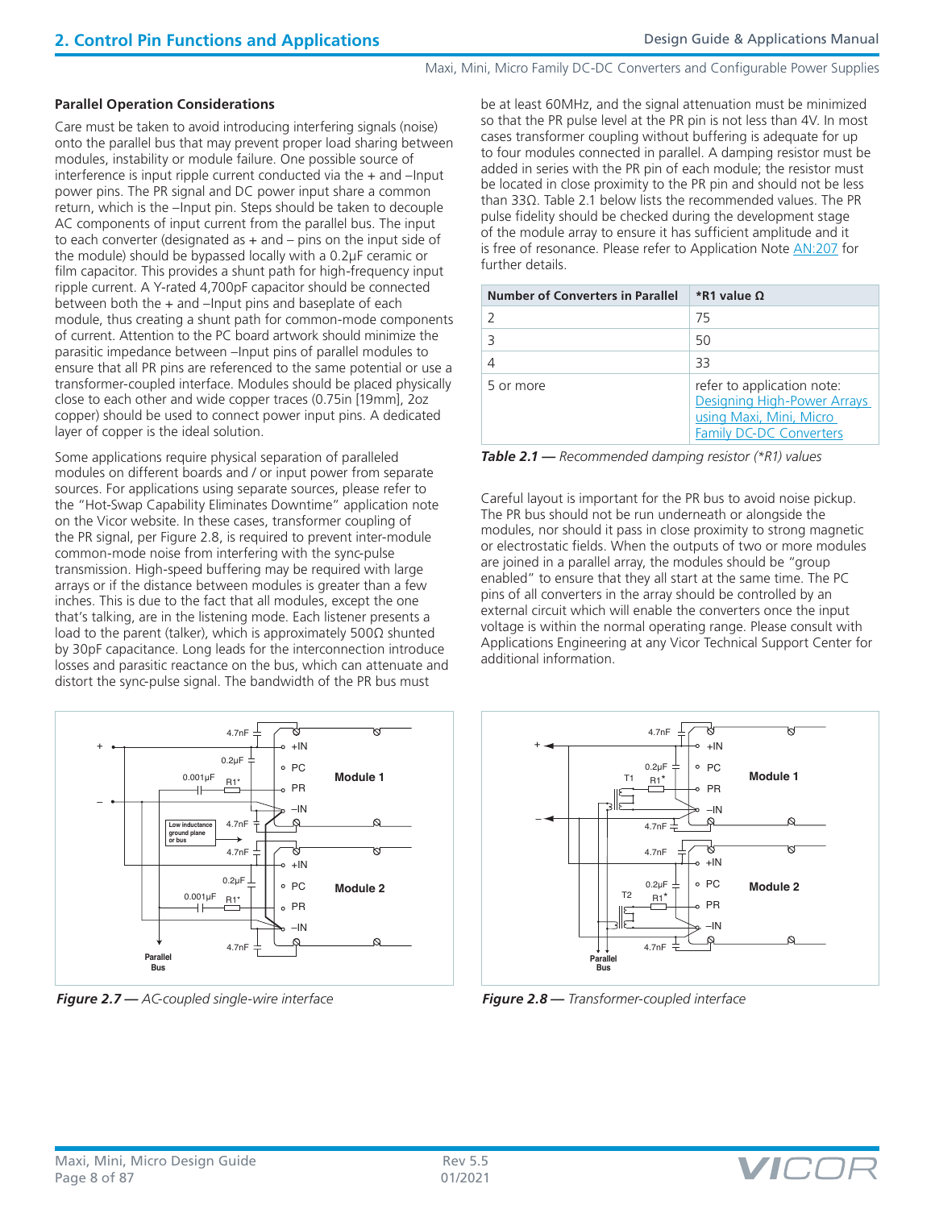## Parallel Operation Considerations

Care must be taken to avoid introducing interfering signals (noise) onto the parallel bus that may prevent proper load sharing between modules, instability or module failure. One possible source of interference is input ripple current conducted via the + and –Input power pins. The PR signal and DC power input share a common return, which is the –Input pin. Steps should be taken to decouple AC components of input current from the parallel bus. The input to each converter (designated as + and – pins on the input side of the module) should be bypassed locally with a 0.2µF ceramic or film capacitor. This provides a shunt path for high-frequency input ripple current. A Y-rated 4,700pF capacitor should be connected between both the + and –Input pins and baseplate of each module, thus creating a shunt path for common-mode components of current. Attention to the PC board artwork should minimize the parasitic impedance between –Input pins of parallel modules to ensure that all PR pins are referenced to the same potential or use a transformer-coupled interface. Modules should be placed physically close to each other and wide copper traces (0.75in [19mm], 2oz copper) should be used to connect power input pins. A dedicated layer of copper is the ideal solution.

Some applications require physical separation of paralleled modules on different boards and / or input power from separate sources. For applications using separate sources, please refer to the "Hot-Swap Capability Eliminates Downtime" application note on the Vicor website. In these cases, transformer coupling of the PR signal, per Figure 2.8, is required to prevent inter-module common-mode noise from interfering with the sync-pulse transmission. High-speed buffering may be required with large arrays or if the distance between modules is greater than a few inches. This is due to the fact that all modules, except the one that's talking, are in the listening mode. Each listener presents a load to the parent (talker), which is approximately 500Ω shunted by 30pF capacitance. Long leads for the interconnection introduce losses and parasitic reactance on the bus, which can attenuate and distort the sync-pulse signal. The bandwidth of the PR bus must be at least 60MHz, and the signal attenuation must be minimized so that the PR pulse level at the PR pin is not less than 4V. In most cases transformer coupling without buffering is adequate for up to four modules connected in parallel. A damping resistor must be added in series with the PR pin of each module; the resistor must be located in close proximity to the PR pin and should not be less than 33Ω. Table 2.1 below lists the recommended values. The PR pulse fidelity should be checked during the development stage of the module array to ensure it has sufficient amplitude and it is free of resonance. Please refer to Application Note AN:207 for further details.

| Number of Converters in Parallel | *R1 value Ω |
|---|---|
| 2 | 75 |
| 3 | 50 |
| 4 | 33 |
| 5 or more | refer to application note: Designing High-Power Arrays using Maxi, Mini, Micro Family DC-DC Converters |

***Table 2.1 —*** *Recommended damping resistor (*R1) values*

Careful layout is important for the PR bus to avoid noise pickup. The PR bus should not be run underneath or alongside the modules, nor should it pass in close proximity to strong magnetic or electrostatic fields. When the outputs of two or more modules are joined in a parallel array, the modules should be "group enabled" to ensure that they all start at the same time. The PC pins of all converters in the array should be controlled by an external circuit which will enable the converters once the input voltage is within the normal operating range. Please consult with Applications Engineering at any Vicor Technical Support Center for additional information.

***Figure 2.7 —*** *AC-coupled single-wire interface*

***Figure 2.8 —*** *Transformer-coupled interface*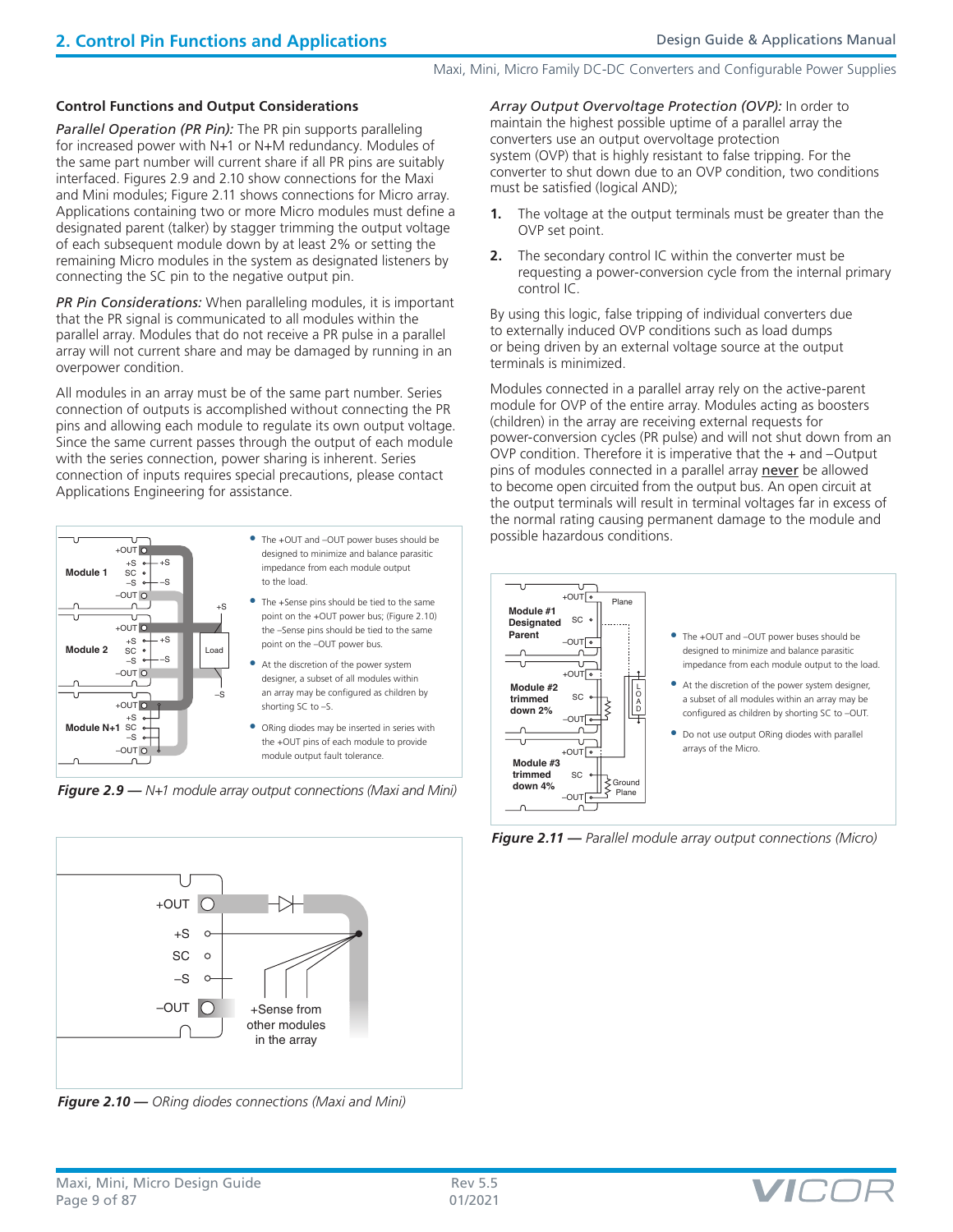## 2. Control Pin Functions and Applications

### Control Functions and Output Considerations

*Parallel Operation (PR Pin):* The PR pin supports paralleling for increased power with N+1 or N+M redundancy. Modules of the same part number will current share if all PR pins are suitably interfaced. Figures 2.9 and 2.10 show connections for the Maxi and Mini modules; Figure 2.11 shows connections for Micro array. Applications containing two or more Micro modules must define a designated parent (talker) by stagger trimming the output voltage of each subsequent module down by at least 2% or setting the remaining Micro modules in the system as designated listeners by connecting the SC pin to the negative output pin.

*PR Pin Considerations:* When paralleling modules, it is important that the PR signal is communicated to all modules within the parallel array. Modules that do not receive a PR pulse in a parallel array will not current share and may be damaged by running in an overpower condition.

All modules in an array must be of the same part number. Series connection of outputs is accomplished without connecting the PR pins and allowing each module to regulate its own output voltage. Since the same current passes through the output of each module with the series connection, power sharing is inherent. Series connection of inputs requires special precautions, please contact Applications Engineering for assistance.

- The +OUT and –OUT power buses should be designed to minimize and balance parasitic impedance from each module output to the load.
- The +Sense pins should be tied to the same point on the +OUT power bus; (Figure 2.10) the –Sense pins should be tied to the same point on the –OUT power bus.
- At the discretion of the power system designer, a subset of all modules within an array may be configured as children by shorting SC to –S.
- ORing diodes may be inserted in series with the +OUT pins of each module to provide module output fault tolerance.

***Figure 2.9 —*** *N+1 module array output connections (Maxi and Mini)*

***Figure 2.10 —*** *ORing diodes connections (Maxi and Mini)*

*Array Output Overvoltage Protection (OVP):* In order to maintain the highest possible uptime of a parallel array the converters use an output overvoltage protection system (OVP) that is highly resistant to false tripping. For the converter to shut down due to an OVP condition, two conditions must be satisfied (logical AND);

1. The voltage at the output terminals must be greater than the OVP set point.
2. The secondary control IC within the converter must be requesting a power-conversion cycle from the internal primary control IC.

By using this logic, false tripping of individual converters due to externally induced OVP conditions such as load dumps or being driven by an external voltage source at the output terminals is minimized.

Modules connected in a parallel array rely on the active-parent module for OVP of the entire array. Modules acting as boosters (children) in the array are receiving external requests for power-conversion cycles (PR pulse) and will not shut down from an OVP condition. Therefore it is imperative that the + and –Output pins of modules connected in a parallel array never be allowed to become open circuited from the output bus. An open circuit at the output terminals will result in terminal voltages far in excess of the normal rating causing permanent damage to the module and possible hazardous conditions.

- The +OUT and –OUT power buses should be designed to minimize and balance parasitic impedance from each module output to the load.
- At the discretion of the power system designer, a subset of all modules within an array may be configured as children by shorting SC to –OUT.
- Do not use output ORing diodes with parallel arrays of the Micro.

***Figure 2.11 —*** *Parallel module array output connections (Micro)*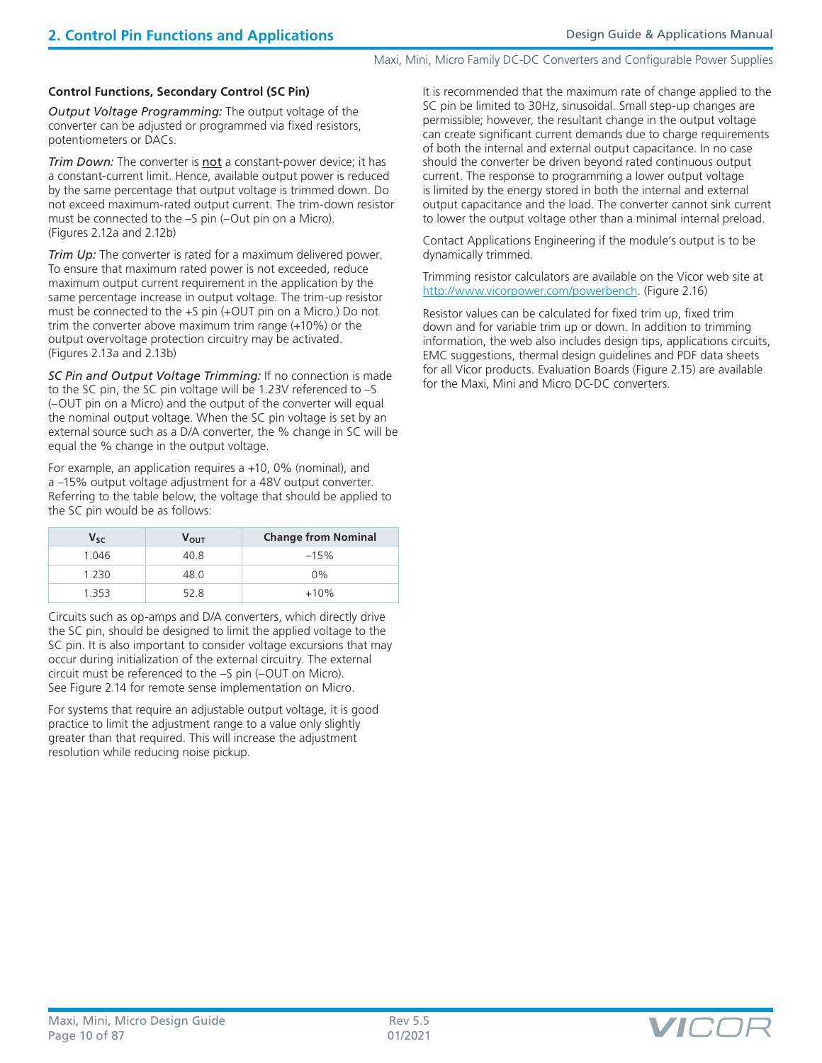### Control Functions, Secondary Control (SC Pin)

*Output Voltage Programming:* The output voltage of the converter can be adjusted or programmed via fixed resistors, potentiometers or DACs.

*Trim Down:* The converter is not a constant-power device; it has a constant-current limit. Hence, available output power is reduced by the same percentage that output voltage is trimmed down. Do not exceed maximum-rated output current. The trim-down resistor must be connected to the –S pin (–Out pin on a Micro). (Figures 2.12a and 2.12b)

*Trim Up:* The converter is rated for a maximum delivered power. To ensure that maximum rated power is not exceeded, reduce maximum output current requirement in the application by the same percentage increase in output voltage. The trim-up resistor must be connected to the +S pin (+OUT pin on a Micro.) Do not trim the converter above maximum trim range (+10%) or the output overvoltage protection circuitry may be activated. (Figures 2.13a and 2.13b)

*SC Pin and Output Voltage Trimming:* If no connection is made to the SC pin, the SC pin voltage will be 1.23V referenced to –S (–OUT pin on a Micro) and the output of the converter will equal the nominal output voltage. When the SC pin voltage is set by an external source such as a D/A converter, the % change in SC will be equal the % change in the output voltage.

For example, an application requires a +10, 0% (nominal), and a –15% output voltage adjustment for a 48V output converter. Referring to the table below, the voltage that should be applied to the SC pin would be as follows:

| $V_{SC}$ | $V_{OUT}$ | Change from Nominal |
|---|---|---|
| 1.046 | 40.8 | –15% |
| 1.230 | 48.0 | 0% |
| 1.353 | 52.8 | +10% |

Circuits such as op-amps and D/A converters, which directly drive the SC pin, should be designed to limit the applied voltage to the SC pin. It is also important to consider voltage excursions that may occur during initialization of the external circuitry. The external circuit must be referenced to the –S pin (–OUT on Micro). See Figure 2.14 for remote sense implementation on Micro.

For systems that require an adjustable output voltage, it is good practice to limit the adjustment range to a value only slightly greater than that required. This will increase the adjustment resolution while reducing noise pickup.

It is recommended that the maximum rate of change applied to the SC pin be limited to 30Hz, sinusoidal. Small step-up changes are permissible; however, the resultant change in the output voltage can create significant current demands due to charge requirements of both the internal and external output capacitance. In no case should the converter be driven beyond rated continuous output current. The response to programming a lower output voltage is limited by the energy stored in both the internal and external output capacitance and the load. The converter cannot sink current to lower the output voltage other than a minimal internal preload.

Contact Applications Engineering if the module's output is to be dynamically trimmed.

Trimming resistor calculators are available on the Vicor web site at http://www.vicorpower.com/powerbench. (Figure 2.16)

Resistor values can be calculated for fixed trim up, fixed trim down and for variable trim up or down. In addition to trimming information, the web also includes design tips, applications circuits, EMC suggestions, thermal design guidelines and PDF data sheets for all Vicor products. Evaluation Boards (Figure 2.15) are available for the Maxi, Mini and Micro DC-DC converters.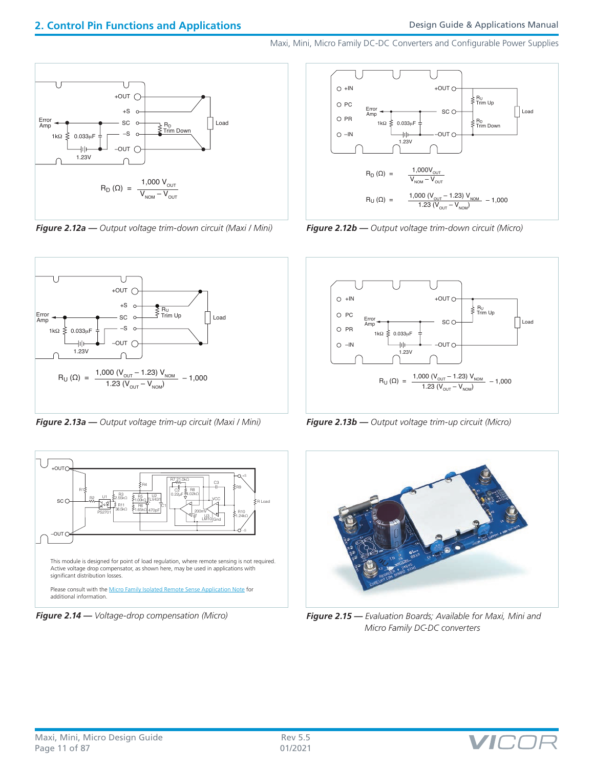$$R_D\,(\Omega) = \frac{1{,}000\,V_{OUT}}{V_{NOM} - V_{OUT}}$$

**Figure 2.12a —** *Output voltage trim-down circuit (Maxi / Mini)*

$$R_D\,(\Omega) = \frac{1{,}000V_{OUT}}{V_{NOM} - V_{OUT}}$$

$$R_U\,(\Omega) = \frac{1{,}000\,(V_{OUT} - 1.23)\,V_{NOM}}{1.23\,(V_{OUT} - V_{NOM})} - 1{,}000$$

**Figure 2.12b —** *Output voltage trim-down circuit (Micro)*

$$R_U\,(\Omega) = \frac{1{,}000\,(V_{OUT} - 1.23)\,V_{NOM}}{1.23\,(V_{OUT} - V_{NOM})} - 1{,}000$$

**Figure 2.13a —** *Output voltage trim-up circuit (Maxi / Mini)*

$$R_U\,(\Omega) = \frac{1{,}000\,(V_{OUT} - 1.23)\,V_{NOM}}{1.23\,(V_{OUT} - V_{NOM})} - 1{,}000$$

**Figure 2.13b —** *Output voltage trim-up circuit (Micro)*

This module is designed for point of load regulation, where remote sensing is not required. Active voltage drop compensator, as shown here, may be used in applications with significant distribution losses.

Please consult with the Micro Family Isolated Remote Sense Application Note for additional information.

**Figure 2.14 —** *Voltage-drop compensation (Micro)*

**Figure 2.15 —** *Evaluation Boards; Available for Maxi, Mini and Micro Family DC-DC converters*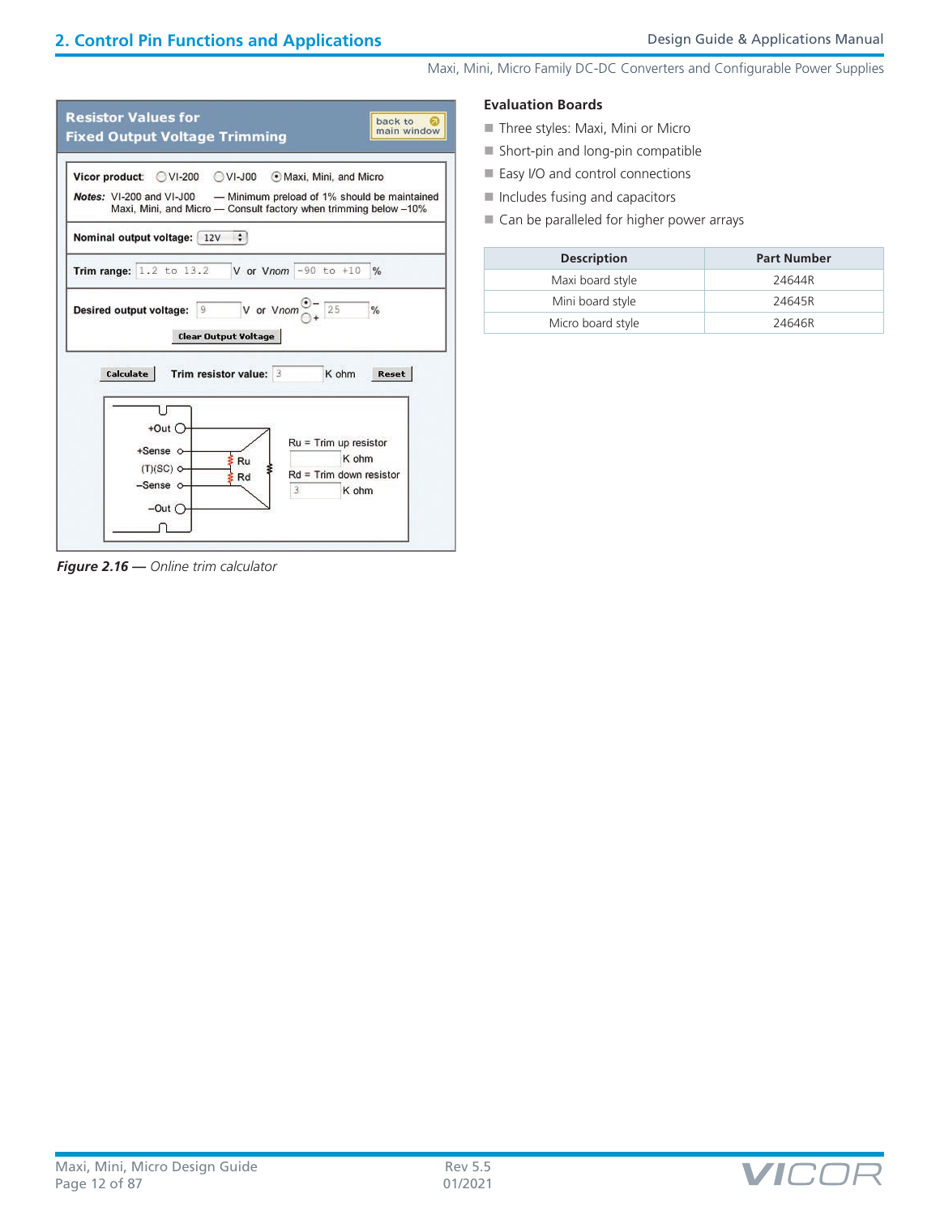Resistor Values for
Fixed Output Voltage Trimming

back to main window

Vicor product: VI-200 VI-J00 Maxi, Mini, and Micro

Notes: VI-200 and VI-J00 — Minimum preload of 1% should be maintained
Maxi, Mini, and Micro — Consult factory when trimming below –10%

Nominal output voltage: 12V

Trim range: 1.2 to 13.2 V or Vnom -90 to +10 %

Desired output voltage: 9 V or Vnom – + 25 %

Clear Output Voltage

Calculate Trim resistor value: 3 K ohm Reset

+Out
+Sense
(T)(SC)
–Sense
–Out
Ru
Rd

Ru = Trim up resistor
K ohm
Rd = Trim down resistor
3 K ohm

***Figure 2.16** — Online trim calculator*

### Evaluation Boards

- Three styles: Maxi, Mini or Micro
- Short-pin and long-pin compatible
- Easy I/O and control connections
- Includes fusing and capacitors
- Can be paralleled for higher power arrays

| Description | Part Number |
|---|---|
| Maxi board style | 24644R |
| Mini board style | 24645R |
| Micro board style | 24646R |